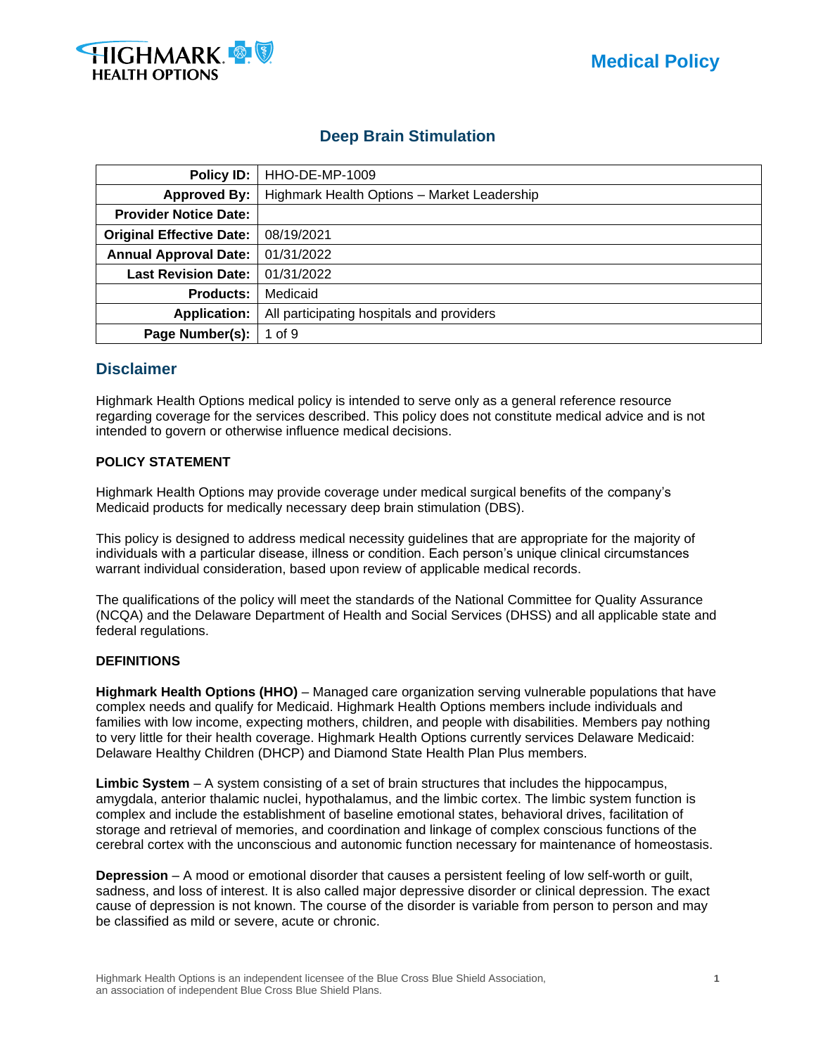# Deep Brain Stimulation

| | |
|---|---|
| **Policy ID:** | HHO-DE-MP-1009 |
| **Approved By:** | Highmark Health Options – Market Leadership |
| **Provider Notice Date:** | |
| **Original Effective Date:** | 08/19/2021 |
| **Annual Approval Date:** | 01/31/2022 |
| **Last Revision Date:** | 01/31/2022 |
| **Products:** | Medicaid |
| **Application:** | All participating hospitals and providers |
| **Page Number(s):** | 1 of 9 |

## Disclaimer

Highmark Health Options medical policy is intended to serve only as a general reference resource regarding coverage for the services described. This policy does not constitute medical advice and is not intended to govern or otherwise influence medical decisions.

### POLICY STATEMENT

Highmark Health Options may provide coverage under medical surgical benefits of the company's Medicaid products for medically necessary deep brain stimulation (DBS).

This policy is designed to address medical necessity guidelines that are appropriate for the majority of individuals with a particular disease, illness or condition. Each person's unique clinical circumstances warrant individual consideration, based upon review of applicable medical records.

The qualifications of the policy will meet the standards of the National Committee for Quality Assurance (NCQA) and the Delaware Department of Health and Social Services (DHSS) and all applicable state and federal regulations.

### DEFINITIONS

**Highmark Health Options (HHO)** – Managed care organization serving vulnerable populations that have complex needs and qualify for Medicaid. Highmark Health Options members include individuals and families with low income, expecting mothers, children, and people with disabilities. Members pay nothing to very little for their health coverage. Highmark Health Options currently services Delaware Medicaid: Delaware Healthy Children (DHCP) and Diamond State Health Plan Plus members.

**Limbic System** – A system consisting of a set of brain structures that includes the hippocampus, amygdala, anterior thalamic nuclei, hypothalamus, and the limbic cortex. The limbic system function is complex and include the establishment of baseline emotional states, behavioral drives, facilitation of storage and retrieval of memories, and coordination and linkage of complex conscious functions of the cerebral cortex with the unconscious and autonomic function necessary for maintenance of homeostasis.

**Depression** – A mood or emotional disorder that causes a persistent feeling of low self-worth or guilt, sadness, and loss of interest. It is also called major depressive disorder or clinical depression. The exact cause of depression is not known. The course of the disorder is variable from person to person and may be classified as mild or severe, acute or chronic.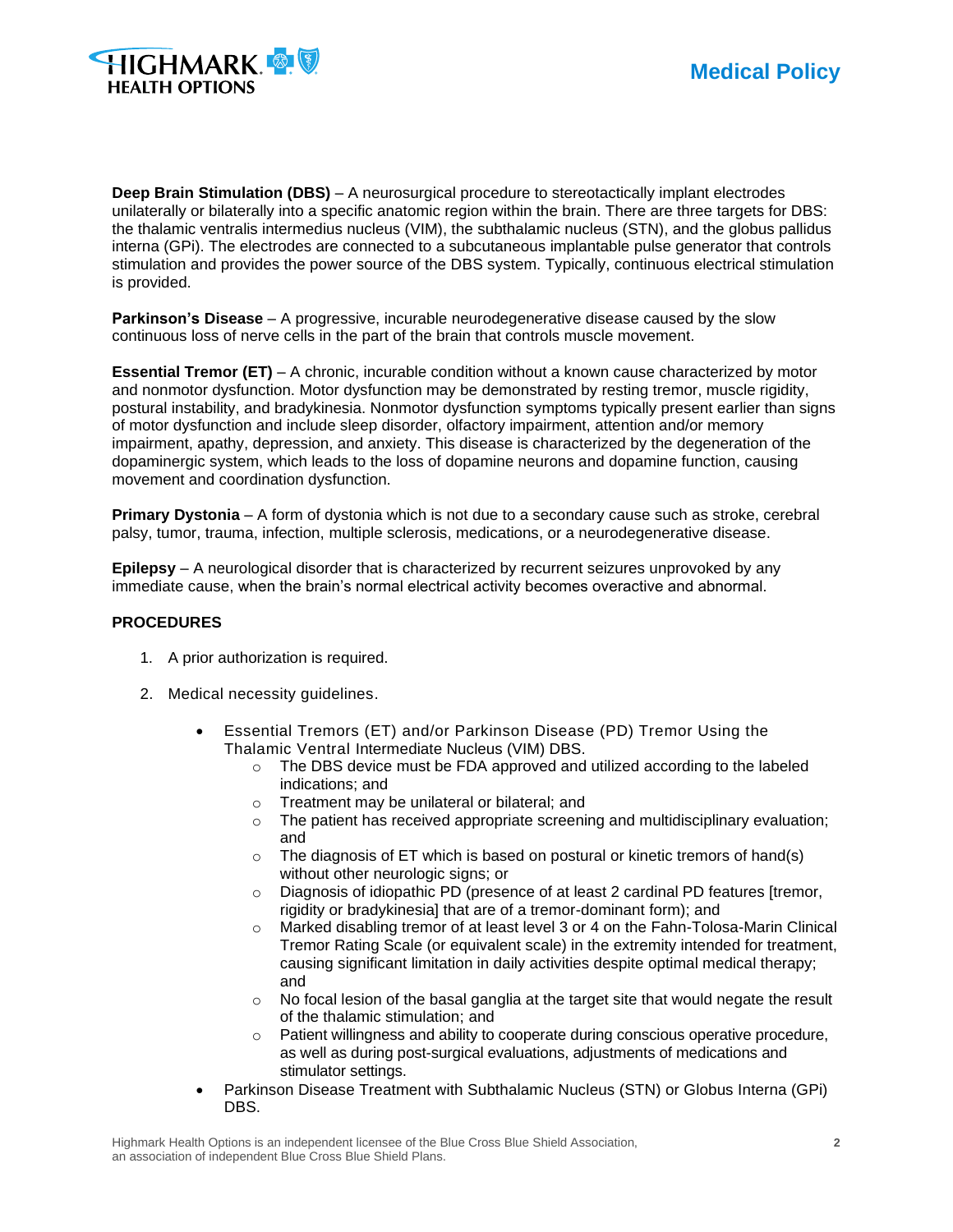**Deep Brain Stimulation (DBS)** – A neurosurgical procedure to stereotactically implant electrodes unilaterally or bilaterally into a specific anatomic region within the brain. There are three targets for DBS: the thalamic ventralis intermedius nucleus (VIM), the subthalamic nucleus (STN), and the globus pallidus interna (GPi). The electrodes are connected to a subcutaneous implantable pulse generator that controls stimulation and provides the power source of the DBS system. Typically, continuous electrical stimulation is provided.

**Parkinson's Disease** – A progressive, incurable neurodegenerative disease caused by the slow continuous loss of nerve cells in the part of the brain that controls muscle movement.

**Essential Tremor (ET)** – A chronic, incurable condition without a known cause characterized by motor and nonmotor dysfunction. Motor dysfunction may be demonstrated by resting tremor, muscle rigidity, postural instability, and bradykinesia. Nonmotor dysfunction symptoms typically present earlier than signs of motor dysfunction and include sleep disorder, olfactory impairment, attention and/or memory impairment, apathy, depression, and anxiety. This disease is characterized by the degeneration of the dopaminergic system, which leads to the loss of dopamine neurons and dopamine function, causing movement and coordination dysfunction.

**Primary Dystonia** – A form of dystonia which is not due to a secondary cause such as stroke, cerebral palsy, tumor, trauma, infection, multiple sclerosis, medications, or a neurodegenerative disease.

**Epilepsy** – A neurological disorder that is characterized by recurrent seizures unprovoked by any immediate cause, when the brain's normal electrical activity becomes overactive and abnormal.

**PROCEDURES**

1. A prior authorization is required.

2. Medical necessity guidelines.

    - Essential Tremors (ET) and/or Parkinson Disease (PD) Tremor Using the Thalamic Ventral Intermediate Nucleus (VIM) DBS.
        - The DBS device must be FDA approved and utilized according to the labeled indications; and
        - Treatment may be unilateral or bilateral; and
        - The patient has received appropriate screening and multidisciplinary evaluation; and
        - The diagnosis of ET which is based on postural or kinetic tremors of hand(s) without other neurologic signs; or
        - Diagnosis of idiopathic PD (presence of at least 2 cardinal PD features [tremor, rigidity or bradykinesia] that are of a tremor-dominant form); and
        - Marked disabling tremor of at least level 3 or 4 on the Fahn-Tolosa-Marin Clinical Tremor Rating Scale (or equivalent scale) in the extremity intended for treatment, causing significant limitation in daily activities despite optimal medical therapy; and
        - No focal lesion of the basal ganglia at the target site that would negate the result of the thalamic stimulation; and
        - Patient willingness and ability to cooperate during conscious operative procedure, as well as during post-surgical evaluations, adjustments of medications and stimulator settings.
    - Parkinson Disease Treatment with Subthalamic Nucleus (STN) or Globus Interna (GPi) DBS.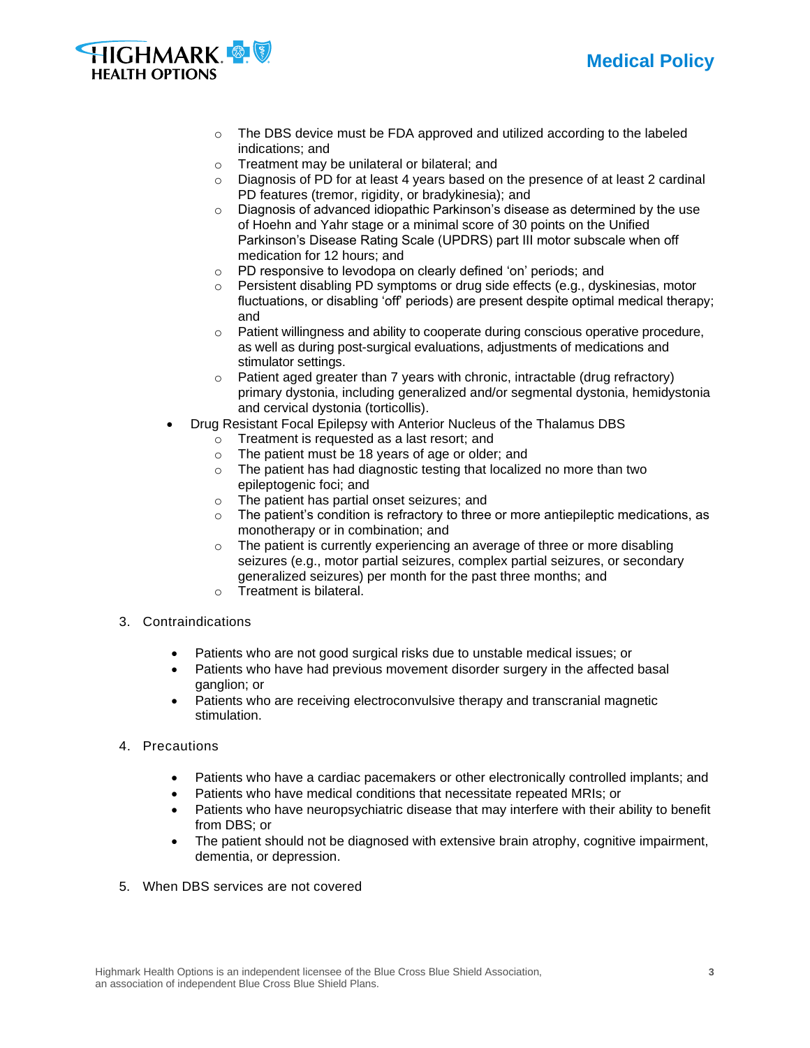- The DBS device must be FDA approved and utilized according to the labeled indications; and
    - Treatment may be unilateral or bilateral; and
    - Diagnosis of PD for at least 4 years based on the presence of at least 2 cardinal PD features (tremor, rigidity, or bradykinesia); and
    - Diagnosis of advanced idiopathic Parkinson's disease as determined by the use of Hoehn and Yahr stage or a minimal score of 30 points on the Unified Parkinson's Disease Rating Scale (UPDRS) part III motor subscale when off medication for 12 hours; and
    - PD responsive to levodopa on clearly defined 'on' periods; and
    - Persistent disabling PD symptoms or drug side effects (e.g., dyskinesias, motor fluctuations, or disabling 'off' periods) are present despite optimal medical therapy; and
    - Patient willingness and ability to cooperate during conscious operative procedure, as well as during post-surgical evaluations, adjustments of medications and stimulator settings.
    - Patient aged greater than 7 years with chronic, intractable (drug refractory) primary dystonia, including generalized and/or segmental dystonia, hemidystonia and cervical dystonia (torticollis).
- Drug Resistant Focal Epilepsy with Anterior Nucleus of the Thalamus DBS
    - Treatment is requested as a last resort; and
    - The patient must be 18 years of age or older; and
    - The patient has had diagnostic testing that localized no more than two epileptogenic foci; and
    - The patient has partial onset seizures; and
    - The patient's condition is refractory to three or more antiepileptic medications, as monotherapy or in combination; and
    - The patient is currently experiencing an average of three or more disabling seizures (e.g., motor partial seizures, complex partial seizures, or secondary generalized seizures) per month for the past three months; and
    - Treatment is bilateral.

3. Contraindications

    - Patients who are not good surgical risks due to unstable medical issues; or
    - Patients who have had previous movement disorder surgery in the affected basal ganglion; or
    - Patients who are receiving electroconvulsive therapy and transcranial magnetic stimulation.

4. Precautions

    - Patients who have a cardiac pacemakers or other electronically controlled implants; and
    - Patients who have medical conditions that necessitate repeated MRIs; or
    - Patients who have neuropsychiatric disease that may interfere with their ability to benefit from DBS; or
    - The patient should not be diagnosed with extensive brain atrophy, cognitive impairment, dementia, or depression.

5. When DBS services are not covered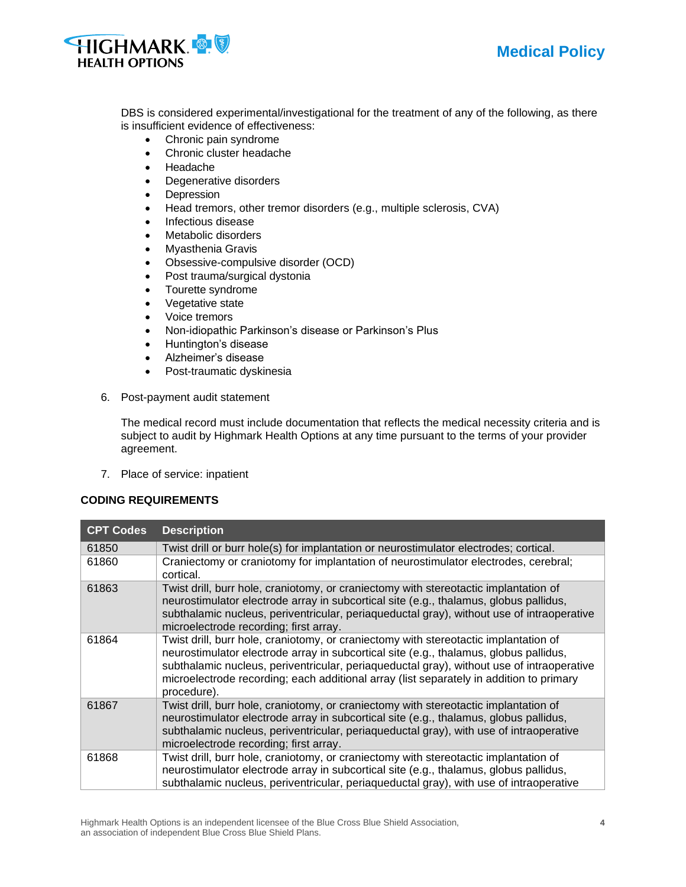DBS is considered experimental/investigational for the treatment of any of the following, as there is insufficient evidence of effectiveness:

- Chronic pain syndrome
- Chronic cluster headache
- Headache
- Degenerative disorders
- Depression
- Head tremors, other tremor disorders (e.g., multiple sclerosis, CVA)
- Infectious disease
- Metabolic disorders
- Myasthenia Gravis
- Obsessive-compulsive disorder (OCD)
- Post trauma/surgical dystonia
- Tourette syndrome
- Vegetative state
- Voice tremors
- Non-idiopathic Parkinson's disease or Parkinson's Plus
- Huntington's disease
- Alzheimer's disease
- Post-traumatic dyskinesia

6. Post-payment audit statement

   The medical record must include documentation that reflects the medical necessity criteria and is subject to audit by Highmark Health Options at any time pursuant to the terms of your provider agreement.

7. Place of service: inpatient

**CODING REQUIREMENTS**

| CPT Codes | Description |
|---|---|
| 61850 | Twist drill or burr hole(s) for implantation or neurostimulator electrodes; cortical. |
| 61860 | Craniectomy or craniotomy for implantation of neurostimulator electrodes, cerebral; cortical. |
| 61863 | Twist drill, burr hole, craniotomy, or craniectomy with stereotactic implantation of neurostimulator electrode array in subcortical site (e.g., thalamus, globus pallidus, subthalamic nucleus, periventricular, periaqueductal gray), without use of intraoperative microelectrode recording; first array. |
| 61864 | Twist drill, burr hole, craniotomy, or craniectomy with stereotactic implantation of neurostimulator electrode array in subcortical site (e.g., thalamus, globus pallidus, subthalamic nucleus, periventricular, periaqueductal gray), without use of intraoperative microelectrode recording; each additional array (list separately in addition to primary procedure). |
| 61867 | Twist drill, burr hole, craniotomy, or craniectomy with stereotactic implantation of neurostimulator electrode array in subcortical site (e.g., thalamus, globus pallidus, subthalamic nucleus, periventricular, periaqueductal gray), with use of intraoperative microelectrode recording; first array. |
| 61868 | Twist drill, burr hole, craniotomy, or craniectomy with stereotactic implantation of neurostimulator electrode array in subcortical site (e.g., thalamus, globus pallidus, subthalamic nucleus, periventricular, periaqueductal gray), with use of intraoperative |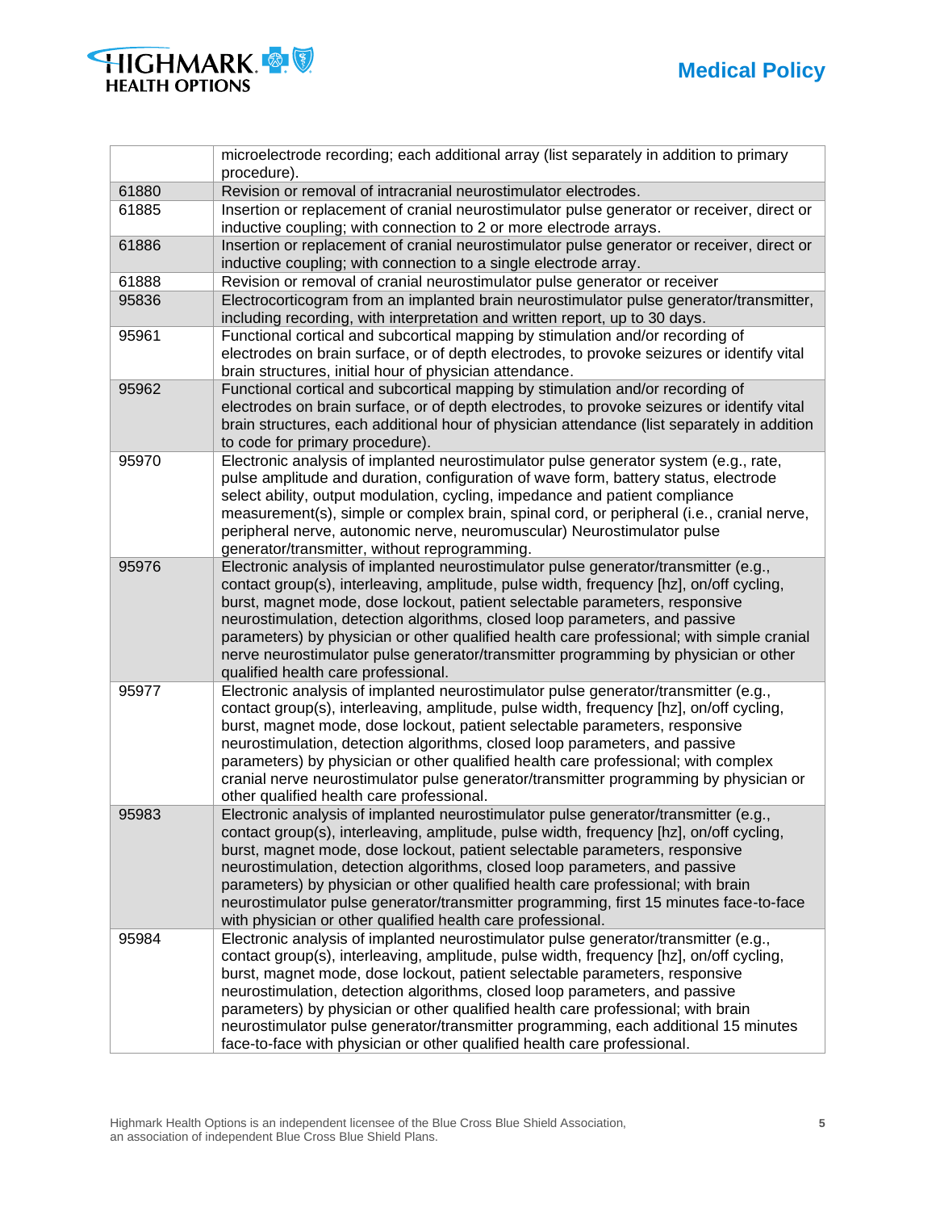| | |
|---|---|
| | microelectrode recording; each additional array (list separately in addition to primary procedure). |
| 61880 | Revision or removal of intracranial neurostimulator electrodes. |
| 61885 | Insertion or replacement of cranial neurostimulator pulse generator or receiver, direct or inductive coupling; with connection to 2 or more electrode arrays. |
| 61886 | Insertion or replacement of cranial neurostimulator pulse generator or receiver, direct or inductive coupling; with connection to a single electrode array. |
| 61888 | Revision or removal of cranial neurostimulator pulse generator or receiver |
| 95836 | Electrocorticogram from an implanted brain neurostimulator pulse generator/transmitter, including recording, with interpretation and written report, up to 30 days. |
| 95961 | Functional cortical and subcortical mapping by stimulation and/or recording of electrodes on brain surface, or of depth electrodes, to provoke seizures or identify vital brain structures, initial hour of physician attendance. |
| 95962 | Functional cortical and subcortical mapping by stimulation and/or recording of electrodes on brain surface, or of depth electrodes, to provoke seizures or identify vital brain structures, each additional hour of physician attendance (list separately in addition to code for primary procedure). |
| 95970 | Electronic analysis of implanted neurostimulator pulse generator system (e.g., rate, pulse amplitude and duration, configuration of wave form, battery status, electrode select ability, output modulation, cycling, impedance and patient compliance measurement(s), simple or complex brain, spinal cord, or peripheral (i.e., cranial nerve, peripheral nerve, autonomic nerve, neuromuscular) Neurostimulator pulse generator/transmitter, without reprogramming. |
| 95976 | Electronic analysis of implanted neurostimulator pulse generator/transmitter (e.g., contact group(s), interleaving, amplitude, pulse width, frequency [hz], on/off cycling, burst, magnet mode, dose lockout, patient selectable parameters, responsive neurostimulation, detection algorithms, closed loop parameters, and passive parameters) by physician or other qualified health care professional; with simple cranial nerve neurostimulator pulse generator/transmitter programming by physician or other qualified health care professional. |
| 95977 | Electronic analysis of implanted neurostimulator pulse generator/transmitter (e.g., contact group(s), interleaving, amplitude, pulse width, frequency [hz], on/off cycling, burst, magnet mode, dose lockout, patient selectable parameters, responsive neurostimulation, detection algorithms, closed loop parameters, and passive parameters) by physician or other qualified health care professional; with complex cranial nerve neurostimulator pulse generator/transmitter programming by physician or other qualified health care professional. |
| 95983 | Electronic analysis of implanted neurostimulator pulse generator/transmitter (e.g., contact group(s), interleaving, amplitude, pulse width, frequency [hz], on/off cycling, burst, magnet mode, dose lockout, patient selectable parameters, responsive neurostimulation, detection algorithms, closed loop parameters, and passive parameters) by physician or other qualified health care professional; with brain neurostimulator pulse generator/transmitter programming, first 15 minutes face-to-face with physician or other qualified health care professional. |
| 95984 | Electronic analysis of implanted neurostimulator pulse generator/transmitter (e.g., contact group(s), interleaving, amplitude, pulse width, frequency [hz], on/off cycling, burst, magnet mode, dose lockout, patient selectable parameters, responsive neurostimulation, detection algorithms, closed loop parameters, and passive parameters) by physician or other qualified health care professional; with brain neurostimulator pulse generator/transmitter programming, each additional 15 minutes face-to-face with physician or other qualified health care professional. |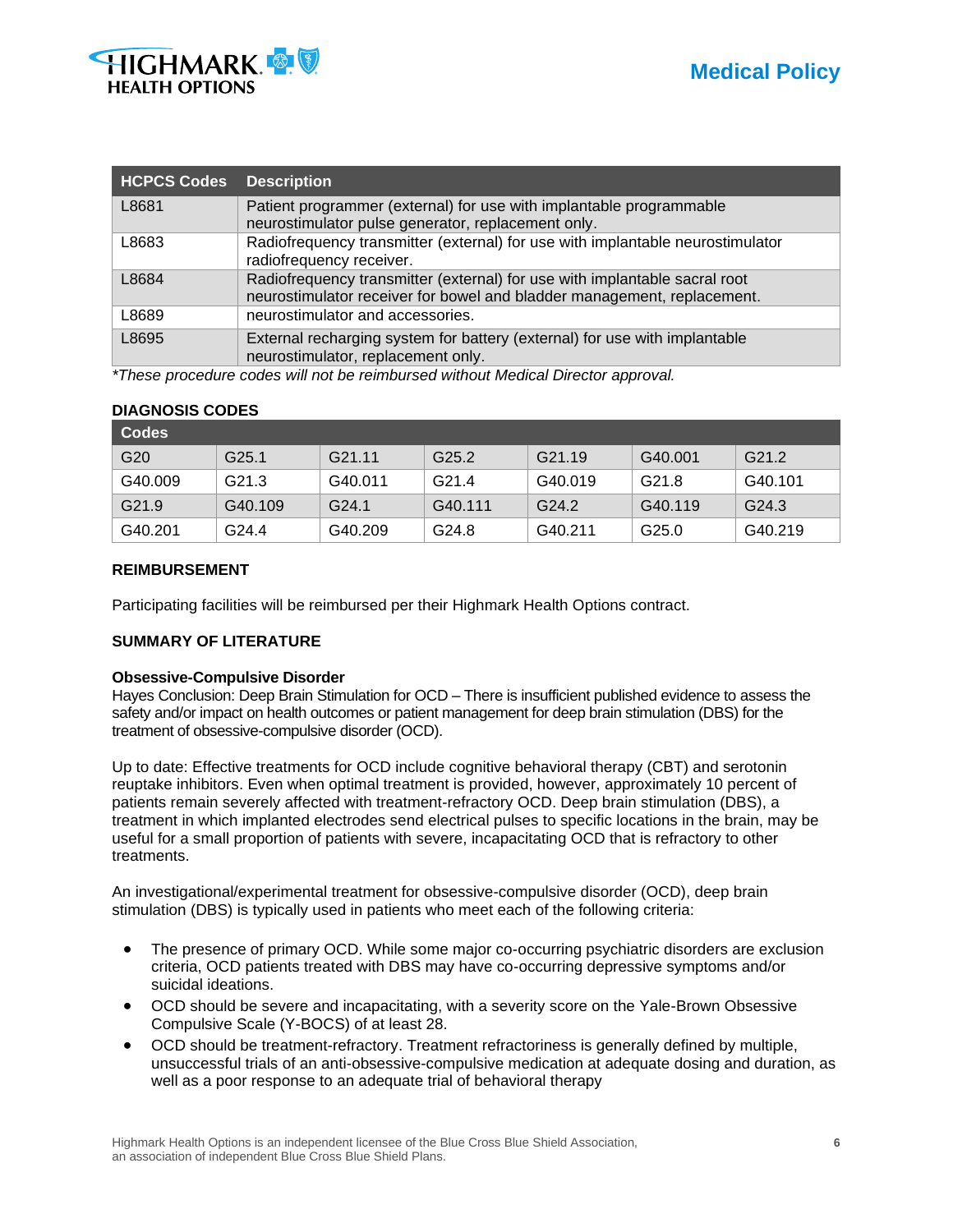| HCPCS Codes | Description |
|---|---|
| L8681 | Patient programmer (external) for use with implantable programmable neurostimulator pulse generator, replacement only. |
| L8683 | Radiofrequency transmitter (external) for use with implantable neurostimulator radiofrequency receiver. |
| L8684 | Radiofrequency transmitter (external) for use with implantable sacral root neurostimulator receiver for bowel and bladder management, replacement. |
| L8689 | neurostimulator and accessories. |
| L8695 | External recharging system for battery (external) for use with implantable neurostimulator, replacement only. |

*These procedure codes will not be reimbursed without Medical Director approval.*

**DIAGNOSIS CODES**

| Codes | | | | | | |
|---|---|---|---|---|---|---|
| G20 | G25.1 | G21.11 | G25.2 | G21.19 | G40.001 | G21.2 |
| G40.009 | G21.3 | G40.011 | G21.4 | G40.019 | G21.8 | G40.101 |
| G21.9 | G40.109 | G24.1 | G40.111 | G24.2 | G40.119 | G24.3 |
| G40.201 | G24.4 | G40.209 | G24.8 | G40.211 | G25.0 | G40.219 |

**REIMBURSEMENT**

Participating facilities will be reimbursed per their Highmark Health Options contract.

**SUMMARY OF LITERATURE**

**Obsessive-Compulsive Disorder**

Hayes Conclusion: Deep Brain Stimulation for OCD – There is insufficient published evidence to assess the safety and/or impact on health outcomes or patient management for deep brain stimulation (DBS) for the treatment of obsessive-compulsive disorder (OCD).

Up to date: Effective treatments for OCD include cognitive behavioral therapy (CBT) and serotonin reuptake inhibitors. Even when optimal treatment is provided, however, approximately 10 percent of patients remain severely affected with treatment-refractory OCD. Deep brain stimulation (DBS), a treatment in which implanted electrodes send electrical pulses to specific locations in the brain, may be useful for a small proportion of patients with severe, incapacitating OCD that is refractory to other treatments.

An investigational/experimental treatment for obsessive-compulsive disorder (OCD), deep brain stimulation (DBS) is typically used in patients who meet each of the following criteria:

- The presence of primary OCD. While some major co-occurring psychiatric disorders are exclusion criteria, OCD patients treated with DBS may have co-occurring depressive symptoms and/or suicidal ideations.
- OCD should be severe and incapacitating, with a severity score on the Yale-Brown Obsessive Compulsive Scale (Y-BOCS) of at least 28.
- OCD should be treatment-refractory. Treatment refractoriness is generally defined by multiple, unsuccessful trials of an anti-obsessive-compulsive medication at adequate dosing and duration, as well as a poor response to an adequate trial of behavioral therapy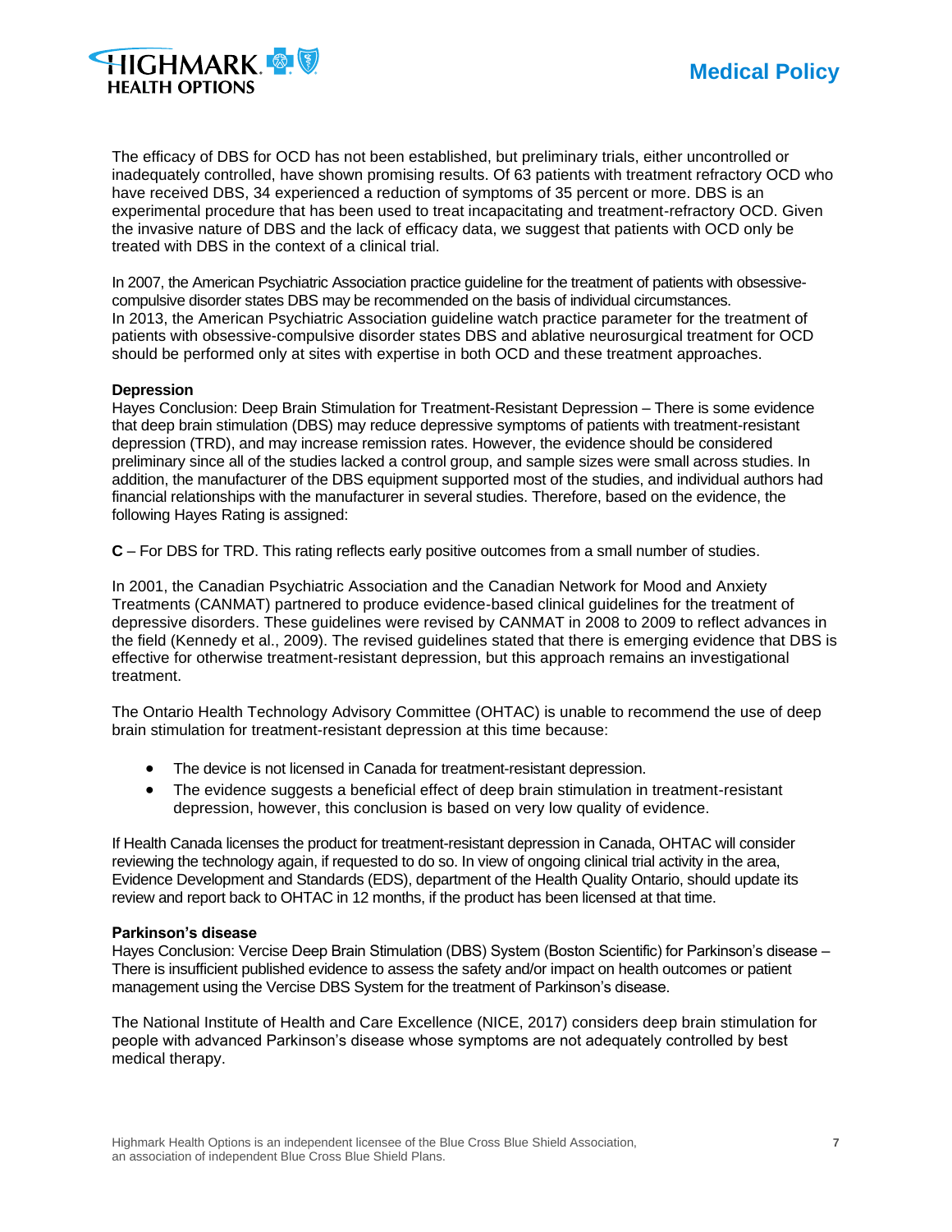The efficacy of DBS for OCD has not been established, but preliminary trials, either uncontrolled or inadequately controlled, have shown promising results. Of 63 patients with treatment refractory OCD who have received DBS, 34 experienced a reduction of symptoms of 35 percent or more. DBS is an experimental procedure that has been used to treat incapacitating and treatment-refractory OCD. Given the invasive nature of DBS and the lack of efficacy data, we suggest that patients with OCD only be treated with DBS in the context of a clinical trial.

In 2007, the American Psychiatric Association practice guideline for the treatment of patients with obsessive-compulsive disorder states DBS may be recommended on the basis of individual circumstances.
In 2013, the American Psychiatric Association guideline watch practice parameter for the treatment of patients with obsessive-compulsive disorder states DBS and ablative neurosurgical treatment for OCD should be performed only at sites with expertise in both OCD and these treatment approaches.

**Depression**
Hayes Conclusion: Deep Brain Stimulation for Treatment-Resistant Depression – There is some evidence that deep brain stimulation (DBS) may reduce depressive symptoms of patients with treatment-resistant depression (TRD), and may increase remission rates. However, the evidence should be considered preliminary since all of the studies lacked a control group, and sample sizes were small across studies. In addition, the manufacturer of the DBS equipment supported most of the studies, and individual authors had financial relationships with the manufacturer in several studies. Therefore, based on the evidence, the following Hayes Rating is assigned:

**C** – For DBS for TRD. This rating reflects early positive outcomes from a small number of studies.

In 2001, the Canadian Psychiatric Association and the Canadian Network for Mood and Anxiety Treatments (CANMAT) partnered to produce evidence-based clinical guidelines for the treatment of depressive disorders. These guidelines were revised by CANMAT in 2008 to 2009 to reflect advances in the field (Kennedy et al., 2009). The revised guidelines stated that there is emerging evidence that DBS is effective for otherwise treatment-resistant depression, but this approach remains an investigational treatment.

The Ontario Health Technology Advisory Committee (OHTAC) is unable to recommend the use of deep brain stimulation for treatment-resistant depression at this time because:

- The device is not licensed in Canada for treatment-resistant depression.
- The evidence suggests a beneficial effect of deep brain stimulation in treatment-resistant depression, however, this conclusion is based on very low quality of evidence.

If Health Canada licenses the product for treatment-resistant depression in Canada, OHTAC will consider reviewing the technology again, if requested to do so. In view of ongoing clinical trial activity in the area, Evidence Development and Standards (EDS), department of the Health Quality Ontario, should update its review and report back to OHTAC in 12 months, if the product has been licensed at that time.

**Parkinson's disease**
Hayes Conclusion: Vercise Deep Brain Stimulation (DBS) System (Boston Scientific) for Parkinson's disease – There is insufficient published evidence to assess the safety and/or impact on health outcomes or patient management using the Vercise DBS System for the treatment of Parkinson's disease.

The National Institute of Health and Care Excellence (NICE, 2017) considers deep brain stimulation for people with advanced Parkinson's disease whose symptoms are not adequately controlled by best medical therapy.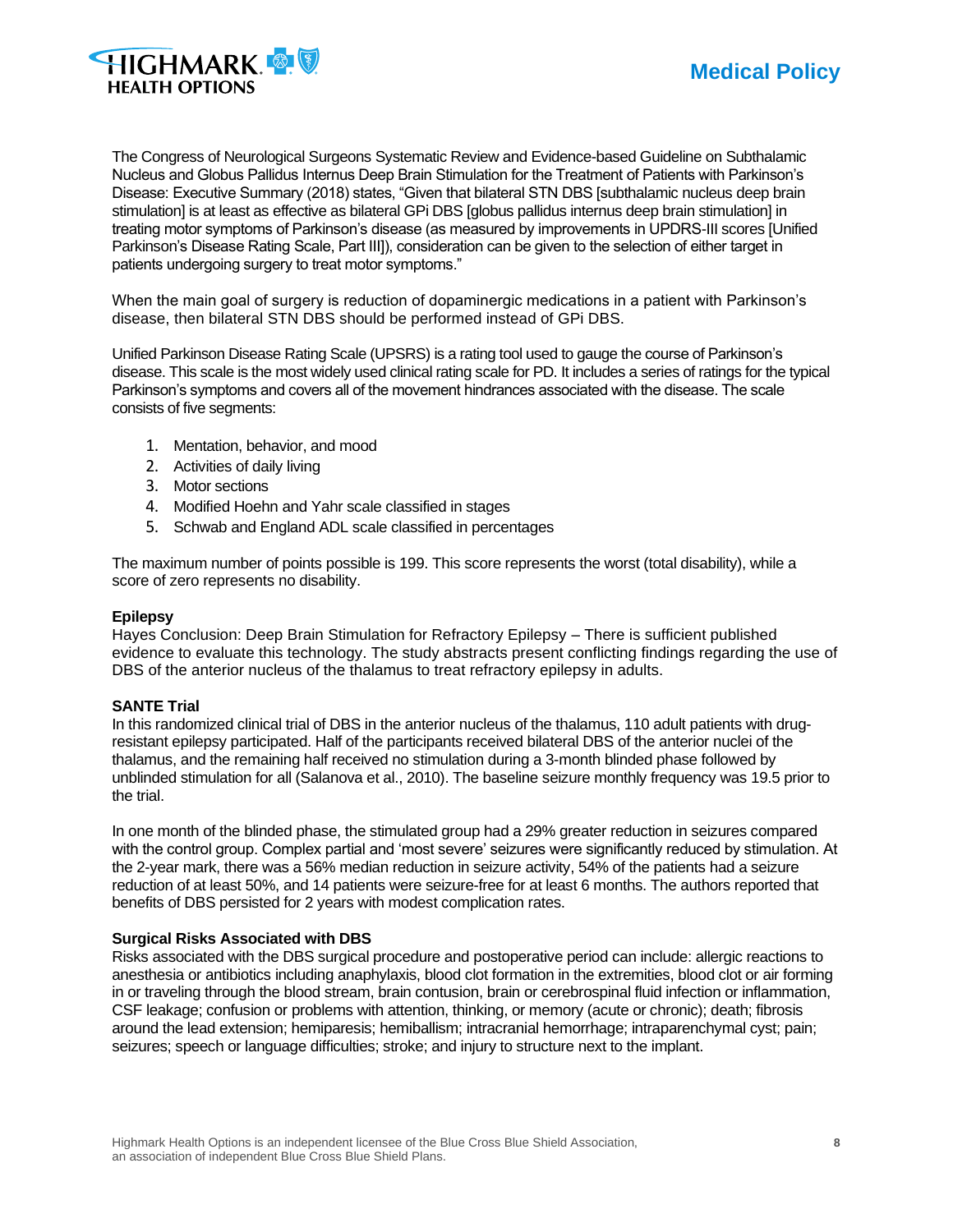The Congress of Neurological Surgeons Systematic Review and Evidence-based Guideline on Subthalamic Nucleus and Globus Pallidus Internus Deep Brain Stimulation for the Treatment of Patients with Parkinson's Disease: Executive Summary (2018) states, "Given that bilateral STN DBS [subthalamic nucleus deep brain stimulation] is at least as effective as bilateral GPi DBS [globus pallidus internus deep brain stimulation] in treating motor symptoms of Parkinson's disease (as measured by improvements in UPDRS-III scores [Unified Parkinson's Disease Rating Scale, Part III]), consideration can be given to the selection of either target in patients undergoing surgery to treat motor symptoms."

When the main goal of surgery is reduction of dopaminergic medications in a patient with Parkinson's disease, then bilateral STN DBS should be performed instead of GPi DBS.

Unified Parkinson Disease Rating Scale (UPSRS) is a rating tool used to gauge the course of Parkinson's disease. This scale is the most widely used clinical rating scale for PD. It includes a series of ratings for the typical Parkinson's symptoms and covers all of the movement hindrances associated with the disease. The scale consists of five segments:

1. Mentation, behavior, and mood
2. Activities of daily living
3. Motor sections
4. Modified Hoehn and Yahr scale classified in stages
5. Schwab and England ADL scale classified in percentages

The maximum number of points possible is 199. This score represents the worst (total disability), while a score of zero represents no disability.

**Epilepsy**
Hayes Conclusion: Deep Brain Stimulation for Refractory Epilepsy – There is sufficient published evidence to evaluate this technology. The study abstracts present conflicting findings regarding the use of DBS of the anterior nucleus of the thalamus to treat refractory epilepsy in adults.

**SANTE Trial**
In this randomized clinical trial of DBS in the anterior nucleus of the thalamus, 110 adult patients with drug-resistant epilepsy participated. Half of the participants received bilateral DBS of the anterior nuclei of the thalamus, and the remaining half received no stimulation during a 3-month blinded phase followed by unblinded stimulation for all (Salanova et al., 2010). The baseline seizure monthly frequency was 19.5 prior to the trial.

In one month of the blinded phase, the stimulated group had a 29% greater reduction in seizures compared with the control group. Complex partial and 'most severe' seizures were significantly reduced by stimulation. At the 2-year mark, there was a 56% median reduction in seizure activity, 54% of the patients had a seizure reduction of at least 50%, and 14 patients were seizure-free for at least 6 months. The authors reported that benefits of DBS persisted for 2 years with modest complication rates.

**Surgical Risks Associated with DBS**
Risks associated with the DBS surgical procedure and postoperative period can include: allergic reactions to anesthesia or antibiotics including anaphylaxis, blood clot formation in the extremities, blood clot or air forming in or traveling through the blood stream, brain contusion, brain or cerebrospinal fluid infection or inflammation, CSF leakage; confusion or problems with attention, thinking, or memory (acute or chronic); death; fibrosis around the lead extension; hemiparesis; hemiballism; intracranial hemorrhage; intraparenchymal cyst; pain; seizures; speech or language difficulties; stroke; and injury to structure next to the implant.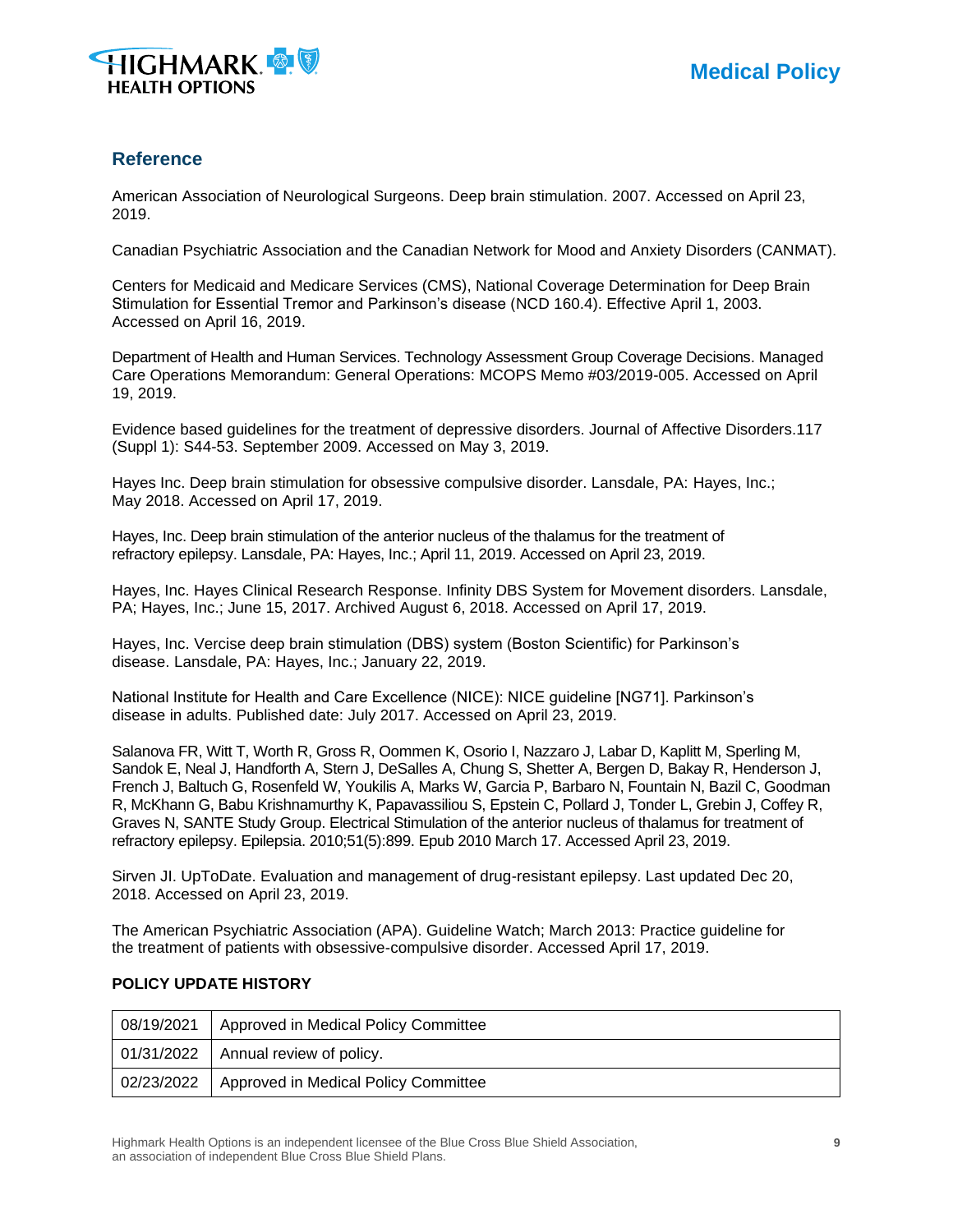## Reference

American Association of Neurological Surgeons. Deep brain stimulation. 2007. Accessed on April 23, 2019.

Canadian Psychiatric Association and the Canadian Network for Mood and Anxiety Disorders (CANMAT).

Centers for Medicaid and Medicare Services (CMS), National Coverage Determination for Deep Brain Stimulation for Essential Tremor and Parkinson's disease (NCD 160.4). Effective April 1, 2003. Accessed on April 16, 2019.

Department of Health and Human Services. Technology Assessment Group Coverage Decisions. Managed Care Operations Memorandum: General Operations: MCOPS Memo #03/2019-005. Accessed on April 19, 2019.

Evidence based guidelines for the treatment of depressive disorders. Journal of Affective Disorders.117 (Suppl 1): S44-53. September 2009. Accessed on May 3, 2019.

Hayes Inc. Deep brain stimulation for obsessive compulsive disorder. Lansdale, PA: Hayes, Inc.; May 2018. Accessed on April 17, 2019.

Hayes, Inc. Deep brain stimulation of the anterior nucleus of the thalamus for the treatment of refractory epilepsy. Lansdale, PA: Hayes, Inc.; April 11, 2019. Accessed on April 23, 2019.

Hayes, Inc. Hayes Clinical Research Response. Infinity DBS System for Movement disorders. Lansdale, PA; Hayes, Inc.; June 15, 2017. Archived August 6, 2018. Accessed on April 17, 2019.

Hayes, Inc. Vercise deep brain stimulation (DBS) system (Boston Scientific) for Parkinson's disease. Lansdale, PA: Hayes, Inc.; January 22, 2019.

National Institute for Health and Care Excellence (NICE): NICE guideline [NG71]. Parkinson's disease in adults. Published date: July 2017. Accessed on April 23, 2019.

Salanova FR, Witt T, Worth R, Gross R, Oommen K, Osorio I, Nazzaro J, Labar D, Kaplitt M, Sperling M, Sandok E, Neal J, Handforth A, Stern J, DeSalles A, Chung S, Shetter A, Bergen D, Bakay R, Henderson J, French J, Baltuch G, Rosenfeld W, Youkilis A, Marks W, Garcia P, Barbaro N, Fountain N, Bazil C, Goodman R, McKhann G, Babu Krishnamurthy K, Papavassiliou S, Epstein C, Pollard J, Tonder L, Grebin J, Coffey R, Graves N, SANTE Study Group. Electrical Stimulation of the anterior nucleus of thalamus for treatment of refractory epilepsy. Epilepsia. 2010;51(5):899. Epub 2010 March 17. Accessed April 23, 2019.

Sirven JI. UpToDate. Evaluation and management of drug-resistant epilepsy. Last updated Dec 20, 2018. Accessed on April 23, 2019.

The American Psychiatric Association (APA). Guideline Watch; March 2013: Practice guideline for the treatment of patients with obsessive-compulsive disorder. Accessed April 17, 2019.

**POLICY UPDATE HISTORY**

| | |
|---|---|
| 08/19/2021 | Approved in Medical Policy Committee |
| 01/31/2022 | Annual review of policy. |
| 02/23/2022 | Approved in Medical Policy Committee |

Highmark Health Options is an independent licensee of the Blue Cross Blue Shield Association, an association of independent Blue Cross Blue Shield Plans.